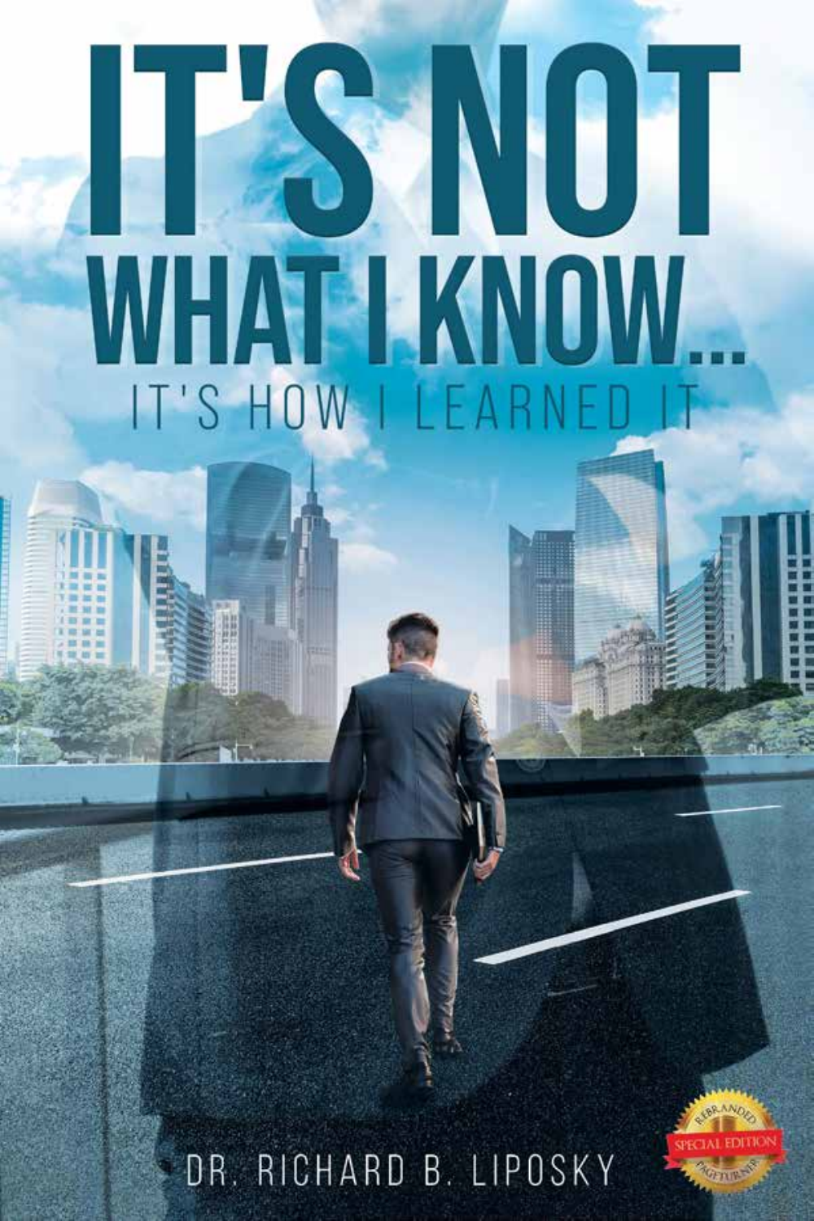# IT'S NOT WHAT I KNOW...

## IT'S HOW I LEARNED IT

DR. RICHARD B. LIPOSKY

REBRANDED SPECIAL EDITION PAGETURNER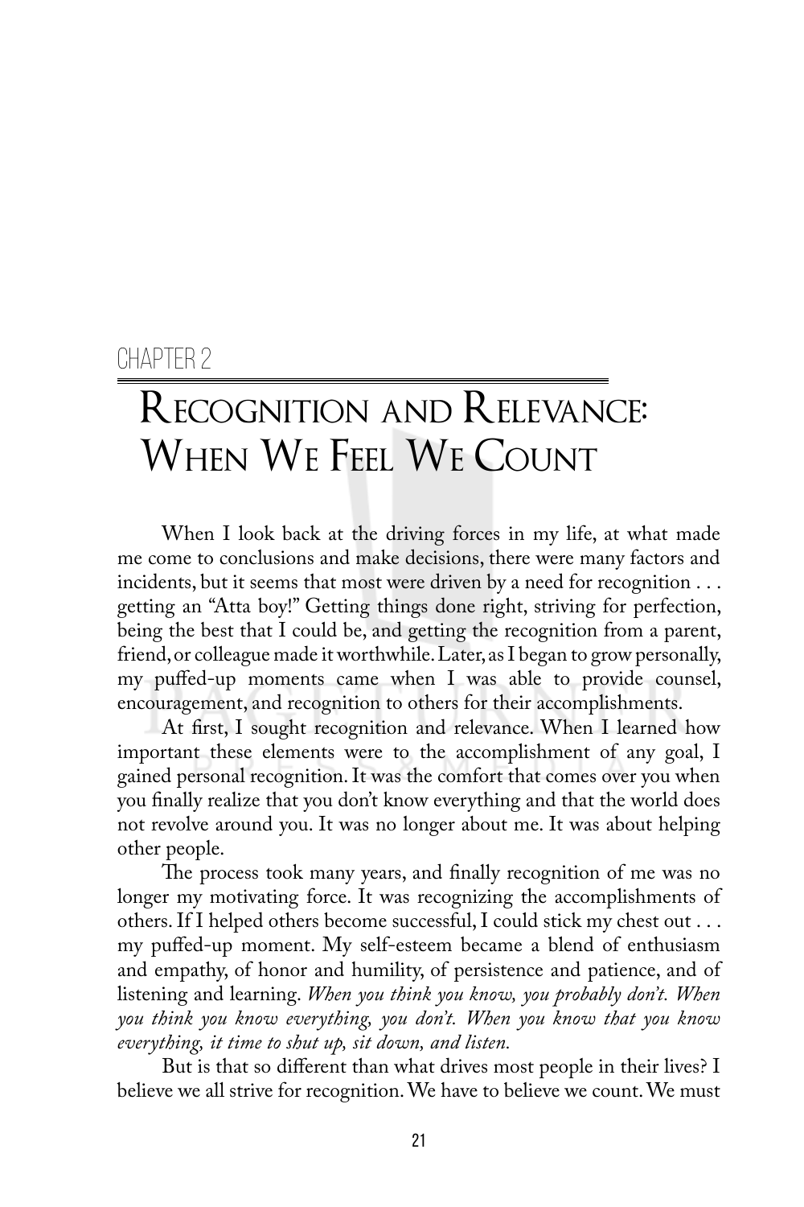CHAPTER 2

# Recognition and Relevance: When We Feel We Count

When I look back at the driving forces in my life, at what made me come to conclusions and make decisions, there were many factors and incidents, but it seems that most were driven by a need for recognition . . . getting an "Atta boy!" Getting things done right, striving for perfection, being the best that I could be, and getting the recognition from a parent, friend, or colleague made it worthwhile. Later, as I began to grow personally, my puffed-up moments came when I was able to provide counsel, encouragement, and recognition to others for their accomplishments.

At first, I sought recognition and relevance. When I learned how important these elements were to the accomplishment of any goal, I gained personal recognition. It was the comfort that comes over you when you finally realize that you don't know everything and that the world does not revolve around you. It was no longer about me. It was about helping other people.

The process took many years, and finally recognition of me was no longer my motivating force. It was recognizing the accomplishments of others. If I helped others become successful, I could stick my chest out . . . my puffed-up moment. My self-esteem became a blend of enthusiasm and empathy, of honor and humility, of persistence and patience, and of listening and learning. *When you think you know, you probably don't. When you think you know everything, you don't. When you know that you know everything, it time to shut up, sit down, and listen.*

But is that so different than what drives most people in their lives? I believe we all strive for recognition. We have to believe we count. We must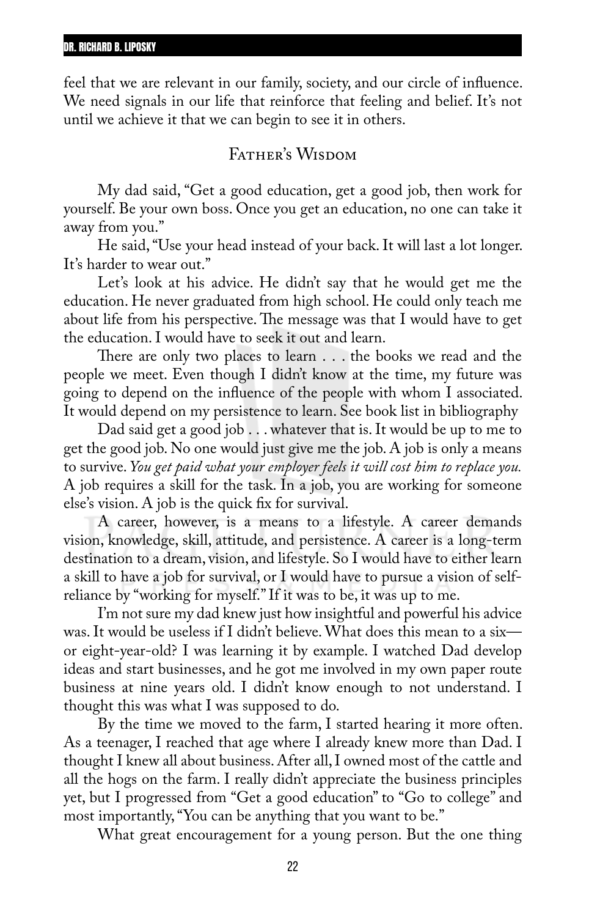feel that we are relevant in our family, society, and our circle of influence. We need signals in our life that reinforce that feeling and belief. It's not until we achieve it that we can begin to see it in others.

## Father's Wisdom

My dad said, "Get a good education, get a good job, then work for yourself. Be your own boss. Once you get an education, no one can take it away from you."

He said, "Use your head instead of your back. It will last a lot longer. It's harder to wear out."

Let's look at his advice. He didn't say that he would get me the education. He never graduated from high school. He could only teach me about life from his perspective. The message was that I would have to get the education. I would have to seek it out and learn.

There are only two places to learn . . . the books we read and the people we meet. Even though I didn't know at the time, my future was going to depend on the influence of the people with whom I associated. It would depend on my persistence to learn. See book list in bibliography

Dad said get a good job . . . whatever that is. It would be up to me to get the good job. No one would just give me the job. A job is only a means to survive. *You get paid what your employer feels it will cost him to replace you.* A job requires a skill for the task. In a job, you are working for someone else's vision. A job is the quick fix for survival.

A career, however, is a means to a lifestyle. A career demands vision, knowledge, skill, attitude, and persistence. A career is a long-term destination to a dream, vision, and lifestyle. So I would have to either learn a skill to have a job for survival, or I would have to pursue a vision of self-reliance by "working for myself." If it was to be, it was up to me.

I'm not sure my dad knew just how insightful and powerful his advice was. It would be useless if I didn't believe. What does this mean to a six—or eight-year-old? I was learning it by example. I watched Dad develop ideas and start businesses, and he got me involved in my own paper route business at nine years old. I didn't know enough to not understand. I thought this was what I was supposed to do.

By the time we moved to the farm, I started hearing it more often. As a teenager, I reached that age where I already knew more than Dad. I thought I knew all about business. After all, I owned most of the cattle and all the hogs on the farm. I really didn't appreciate the business principles yet, but I progressed from "Get a good education" to "Go to college" and most importantly, "You can be anything that you want to be."

What great encouragement for a young person. But the one thing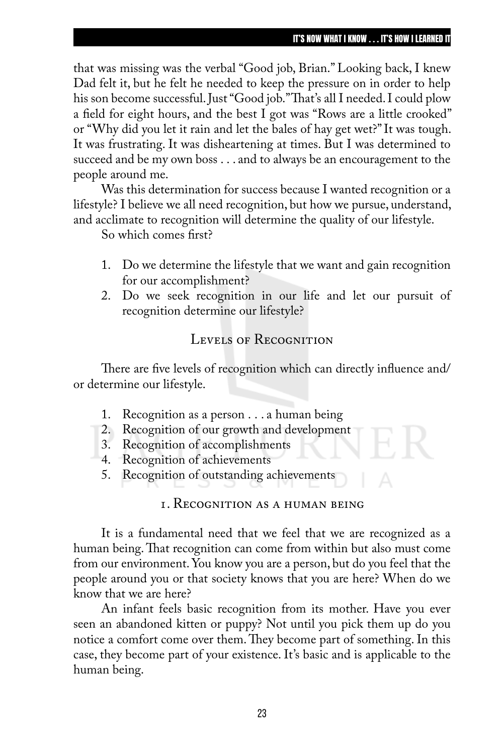that was missing was the verbal "Good job, Brian." Looking back, I knew Dad felt it, but he felt he needed to keep the pressure on in order to help his son become successful. Just "Good job." That's all I needed. I could plow a field for eight hours, and the best I got was "Rows are a little crooked" or "Why did you let it rain and let the bales of hay get wet?" It was tough. It was frustrating. It was disheartening at times. But I was determined to succeed and be my own boss . . . and to always be an encouragement to the people around me.

Was this determination for success because I wanted recognition or a lifestyle? I believe we all need recognition, but how we pursue, understand, and acclimate to recognition will determine the quality of our lifestyle.

So which comes first?

1. Do we determine the lifestyle that we want and gain recognition for our accomplishment?
2. Do we seek recognition in our life and let our pursuit of recognition determine our lifestyle?

## Levels of Recognition

There are five levels of recognition which can directly influence and/or determine our lifestyle.

1. Recognition as a person . . . a human being
2. Recognition of our growth and development
3. Recognition of accomplishments
4. Recognition of achievements
5. Recognition of outstanding achievements

### 1. Recognition as a human being

It is a fundamental need that we feel that we are recognized as a human being. That recognition can come from within but also must come from our environment. You know you are a person, but do you feel that the people around you or that society knows that you are here? When do we know that we are here?

An infant feels basic recognition from its mother. Have you ever seen an abandoned kitten or puppy? Not until you pick them up do you notice a comfort come over them. They become part of something. In this case, they become part of your existence. It's basic and is applicable to the human being.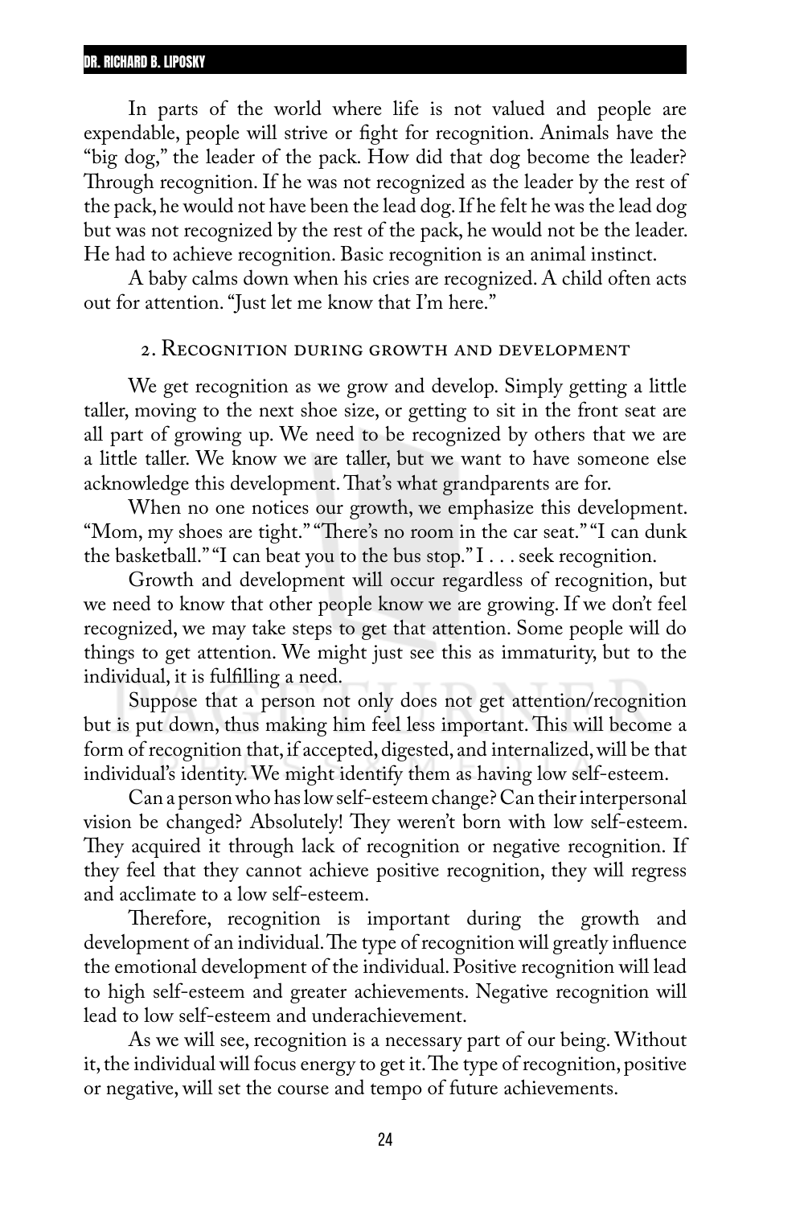In parts of the world where life is not valued and people are expendable, people will strive or fight for recognition. Animals have the "big dog," the leader of the pack. How did that dog become the leader? Through recognition. If he was not recognized as the leader by the rest of the pack, he would not have been the lead dog. If he felt he was the lead dog but was not recognized by the rest of the pack, he would not be the leader. He had to achieve recognition. Basic recognition is an animal instinct.

A baby calms down when his cries are recognized. A child often acts out for attention. "Just let me know that I'm here."

## 2. Recognition during growth and development

We get recognition as we grow and develop. Simply getting a little taller, moving to the next shoe size, or getting to sit in the front seat are all part of growing up. We need to be recognized by others that we are a little taller. We know we are taller, but we want to have someone else acknowledge this development. That's what grandparents are for.

When no one notices our growth, we emphasize this development. "Mom, my shoes are tight." "There's no room in the car seat." "I can dunk the basketball." "I can beat you to the bus stop." I . . . seek recognition.

Growth and development will occur regardless of recognition, but we need to know that other people know we are growing. If we don't feel recognized, we may take steps to get that attention. Some people will do things to get attention. We might just see this as immaturity, but to the individual, it is fulfilling a need.

Suppose that a person not only does not get attention/recognition but is put down, thus making him feel less important. This will become a form of recognition that, if accepted, digested, and internalized, will be that individual's identity. We might identify them as having low self-esteem.

Can a person who has low self-esteem change? Can their interpersonal vision be changed? Absolutely! They weren't born with low self-esteem. They acquired it through lack of recognition or negative recognition. If they feel that they cannot achieve positive recognition, they will regress and acclimate to a low self-esteem.

Therefore, recognition is important during the growth and development of an individual. The type of recognition will greatly influence the emotional development of the individual. Positive recognition will lead to high self-esteem and greater achievements. Negative recognition will lead to low self-esteem and underachievement.

As we will see, recognition is a necessary part of our being. Without it, the individual will focus energy to get it. The type of recognition, positive or negative, will set the course and tempo of future achievements.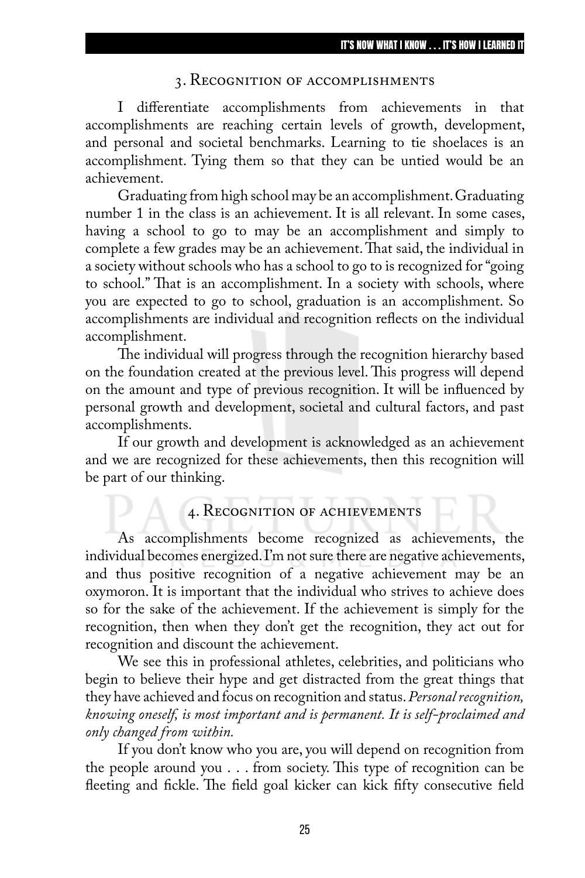### 3. Recognition of accomplishments

I differentiate accomplishments from achievements in that accomplishments are reaching certain levels of growth, development, and personal and societal benchmarks. Learning to tie shoelaces is an accomplishment. Tying them so that they can be untied would be an achievement.

Graduating from high school may be an accomplishment. Graduating number 1 in the class is an achievement. It is all relevant. In some cases, having a school to go to may be an accomplishment and simply to complete a few grades may be an achievement. That said, the individual in a society without schools who has a school to go to is recognized for "going to school." That is an accomplishment. In a society with schools, where you are expected to go to school, graduation is an accomplishment. So accomplishments are individual and recognition reflects on the individual accomplishment.

The individual will progress through the recognition hierarchy based on the foundation created at the previous level. This progress will depend on the amount and type of previous recognition. It will be influenced by personal growth and development, societal and cultural factors, and past accomplishments.

If our growth and development is acknowledged as an achievement and we are recognized for these achievements, then this recognition will be part of our thinking.

### 4. Recognition of achievements

As accomplishments become recognized as achievements, the individual becomes energized. I'm not sure there are negative achievements, and thus positive recognition of a negative achievement may be an oxymoron. It is important that the individual who strives to achieve does so for the sake of the achievement. If the achievement is simply for the recognition, then when they don't get the recognition, they act out for recognition and discount the achievement.

We see this in professional athletes, celebrities, and politicians who begin to believe their hype and get distracted from the great things that they have achieved and focus on recognition and status. *Personal recognition, knowing oneself, is most important and is permanent. It is self-proclaimed and only changed from within.*

If you don't know who you are, you will depend on recognition from the people around you . . . from society. This type of recognition can be fleeting and fickle. The field goal kicker can kick fifty consecutive field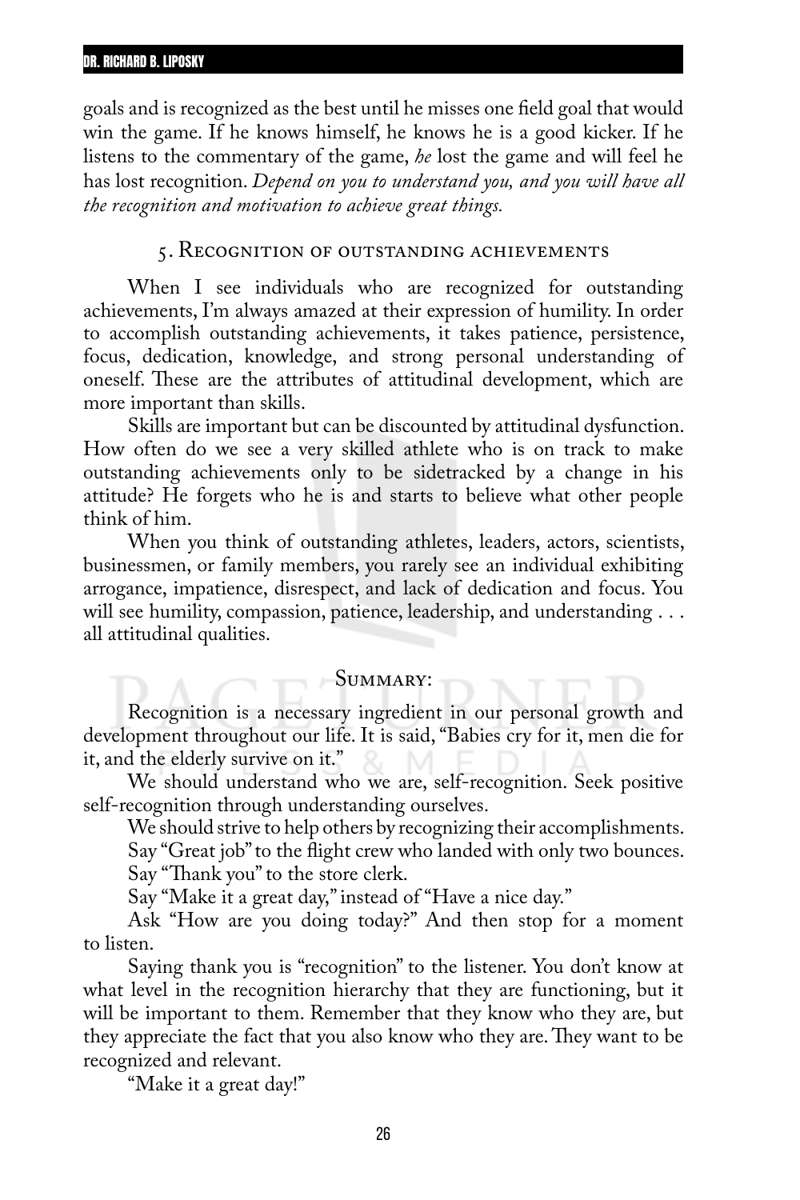goals and is recognized as the best until he misses one field goal that would win the game. If he knows himself, he knows he is a good kicker. If he listens to the commentary of the game, *he* lost the game and will feel he has lost recognition. *Depend on you to understand you, and you will have all the recognition and motivation to achieve great things.*

### 5. Recognition of outstanding achievements

When I see individuals who are recognized for outstanding achievements, I'm always amazed at their expression of humility. In order to accomplish outstanding achievements, it takes patience, persistence, focus, dedication, knowledge, and strong personal understanding of oneself. These are the attributes of attitudinal development, which are more important than skills.

Skills are important but can be discounted by attitudinal dysfunction. How often do we see a very skilled athlete who is on track to make outstanding achievements only to be sidetracked by a change in his attitude? He forgets who he is and starts to believe what other people think of him.

When you think of outstanding athletes, leaders, actors, scientists, businessmen, or family members, you rarely see an individual exhibiting arrogance, impatience, disrespect, and lack of dedication and focus. You will see humility, compassion, patience, leadership, and understanding . . . all attitudinal qualities.

### Summary:

Recognition is a necessary ingredient in our personal growth and development throughout our life. It is said, "Babies cry for it, men die for it, and the elderly survive on it."

We should understand who we are, self-recognition. Seek positive self-recognition through understanding ourselves.

We should strive to help others by recognizing their accomplishments.

Say "Great job" to the flight crew who landed with only two bounces.

Say "Thank you" to the store clerk.

Say "Make it a great day," instead of "Have a nice day."

Ask "How are you doing today?" And then stop for a moment to listen.

Saying thank you is "recognition" to the listener. You don't know at what level in the recognition hierarchy that they are functioning, but it will be important to them. Remember that they know who they are, but they appreciate the fact that you also know who they are. They want to be recognized and relevant.

"Make it a great day!"